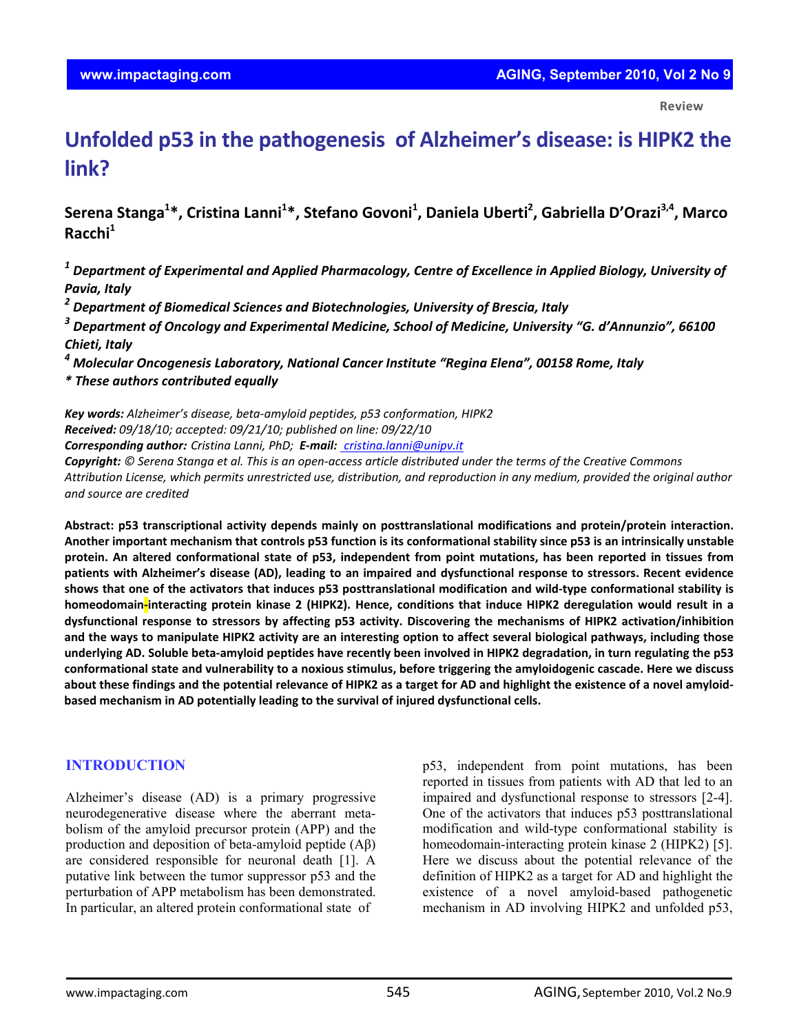Review

# Unfolded p53 in the pathogenesis of Alzheimer's disease: is HIPK2 the link?

**Serena Stanga[1]\*, Cristina Lanni[1]\*, Stefano Govoni[1], Daniela Uberti[2], Gabriella D'Orazi[3,4], Marco Racchi[1]**

*[1] Department of Experimental and Applied Pharmacology, Centre of Excellence in Applied Biology, University of Pavia, Italy*
*[2] Department of Biomedical Sciences and Biotechnologies, University of Brescia, Italy*
*[3] Department of Oncology and Experimental Medicine, School of Medicine, University "G. d'Annunzio", 66100 Chieti, Italy*
*[4] Molecular Oncogenesis Laboratory, National Cancer Institute "Regina Elena", 00158 Rome, Italy*
*\* These authors contributed equally*

***Key words:*** *Alzheimer's disease, beta-amyloid peptides, p53 conformation, HIPK2*
***Received:*** *09/18/10; accepted: 09/21/10; published on line: 09/22/10*
***Corresponding author:*** *Cristina Lanni, PhD;* ***E-mail:*** *cristina.lanni@unipv.it*
***Copyright:*** *© Serena Stanga et al. This is an open-access article distributed under the terms of the Creative Commons Attribution License, which permits unrestricted use, distribution, and reproduction in any medium, provided the original author and source are credited*

**Abstract: p53 transcriptional activity depends mainly on posttranslational modifications and protein/protein interaction. Another important mechanism that controls p53 function is its conformational stability since p53 is an intrinsically unstable protein. An altered conformational state of p53, independent from point mutations, has been reported in tissues from patients with Alzheimer's disease (AD), leading to an impaired and dysfunctional response to stressors. Recent evidence shows that one of the activators that induces p53 posttranslational modification and wild-type conformational stability is homeodomain-interacting protein kinase 2 (HIPK2). Hence, conditions that induce HIPK2 deregulation would result in a dysfunctional response to stressors by affecting p53 activity. Discovering the mechanisms of HIPK2 activation/inhibition and the ways to manipulate HIPK2 activity are an interesting option to affect several biological pathways, including those underlying AD. Soluble beta-amyloid peptides have recently been involved in HIPK2 degradation, in turn regulating the p53 conformational state and vulnerability to a noxious stimulus, before triggering the amyloidogenic cascade. Here we discuss about these findings and the potential relevance of HIPK2 as a target for AD and highlight the existence of a novel amyloid-based mechanism in AD potentially leading to the survival of injured dysfunctional cells.**

## INTRODUCTION

Alzheimer's disease (AD) is a primary progressive neurodegenerative disease where the aberrant metabolism of the amyloid precursor protein (APP) and the production and deposition of beta-amyloid peptide (Aβ) are considered responsible for neuronal death [1]. A putative link between the tumor suppressor p53 and the perturbation of APP metabolism has been demonstrated. In particular, an altered protein conformational state of p53, independent from point mutations, has been reported in tissues from patients with AD that led to an impaired and dysfunctional response to stressors [2-4]. One of the activators that induces p53 posttranslational modification and wild-type conformational stability is homeodomain-interacting protein kinase 2 (HIPK2) [5]. Here we discuss about the potential relevance of the definition of HIPK2 as a target for AD and highlight the existence of a novel amyloid-based pathogenetic mechanism in AD involving HIPK2 and unfolded p53,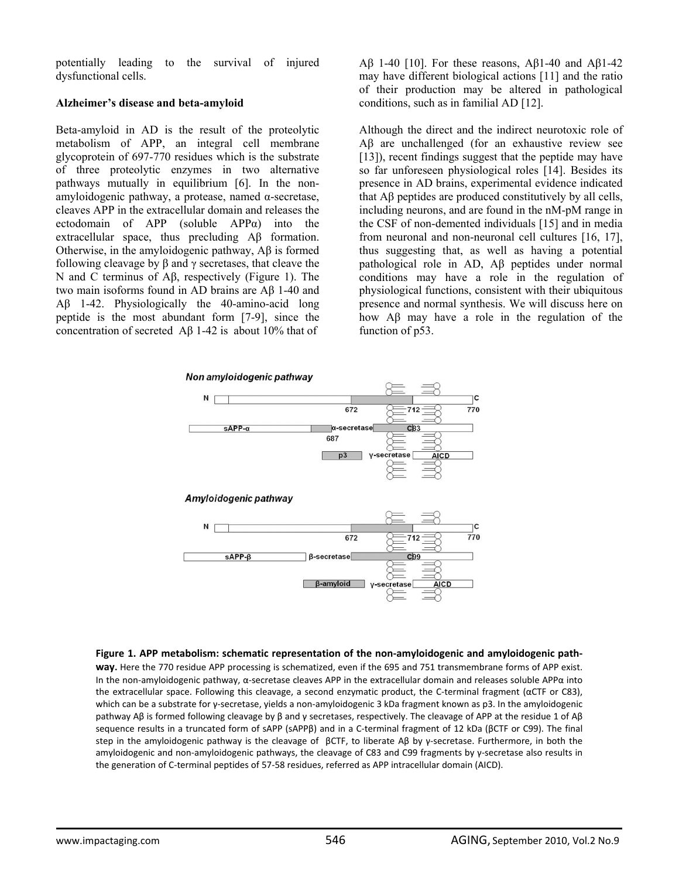potentially leading to the survival of injured dysfunctional cells.

**Alzheimer's disease and beta-amyloid**

Beta-amyloid in AD is the result of the proteolytic metabolism of APP, an integral cell membrane glycoprotein of 697-770 residues which is the substrate of three proteolytic enzymes in two alternative pathways mutually in equilibrium [6]. In the non-amyloidogenic pathway, a protease, named α-secretase, cleaves APP in the extracellular domain and releases the ectodomain of APP (soluble APPα) into the extracellular space, thus precluding Aβ formation. Otherwise, in the amyloidogenic pathway, Aβ is formed following cleavage by β and γ secretases, that cleave the N and C terminus of Aβ, respectively (Figure 1). The two main isoforms found in AD brains are Aβ 1-40 and Aβ 1-42. Physiologically the 40-amino-acid long peptide is the most abundant form [7-9], since the concentration of secreted Aβ 1-42 is about 10% that of Aβ 1-40 [10]. For these reasons, Aβ1-40 and Aβ1-42 may have different biological actions [11] and the ratio of their production may be altered in pathological conditions, such as in familial AD [12].

Although the direct and the indirect neurotoxic role of Aβ are unchallenged (for an exhaustive review see [13]), recent findings suggest that the peptide may have so far unforeseen physiological roles [14]. Besides its presence in AD brains, experimental evidence indicated that Aβ peptides are produced constitutively by all cells, including neurons, and are found in the nM-pM range in the CSF of non-demented individuals [15] and in media from neuronal and non-neuronal cell cultures [16, 17], thus suggesting that, as well as having a potential pathological role in AD, Aβ peptides under normal conditions may have a role in the regulation of physiological functions, consistent with their ubiquitous presence and normal synthesis. We will discuss here on how Aβ may have a role in the regulation of the function of p53.

**Figure 1. APP metabolism: schematic representation of the non-amyloidogenic and amyloidogenic pathway.** Here the 770 residue APP processing is schematized, even if the 695 and 751 transmembrane forms of APP exist. In the non-amyloidogenic pathway, α-secretase cleaves APP in the extracellular domain and releases soluble APPα into the extracellular space. Following this cleavage, a second enzymatic product, the C-terminal fragment (αCTF or C83), which can be a substrate for γ-secretase, yields a non-amyloidogenic 3 kDa fragment known as p3. In the amyloidogenic pathway Aβ is formed following cleavage by β and γ secretases, respectively. The cleavage of APP at the residue 1 of Aβ sequence results in a truncated form of sAPP (sAPPβ) and in a C-terminal fragment of 12 kDa (βCTF or C99). The final step in the amyloidogenic pathway is the cleavage of βCTF, to liberate Aβ by γ-secretase. Furthermore, in both the amyloidogenic and non-amyloidogenic pathways, the cleavage of C83 and C99 fragments by γ-secretase also results in the generation of C-terminal peptides of 57-58 residues, referred as APP intracellular domain (AICD).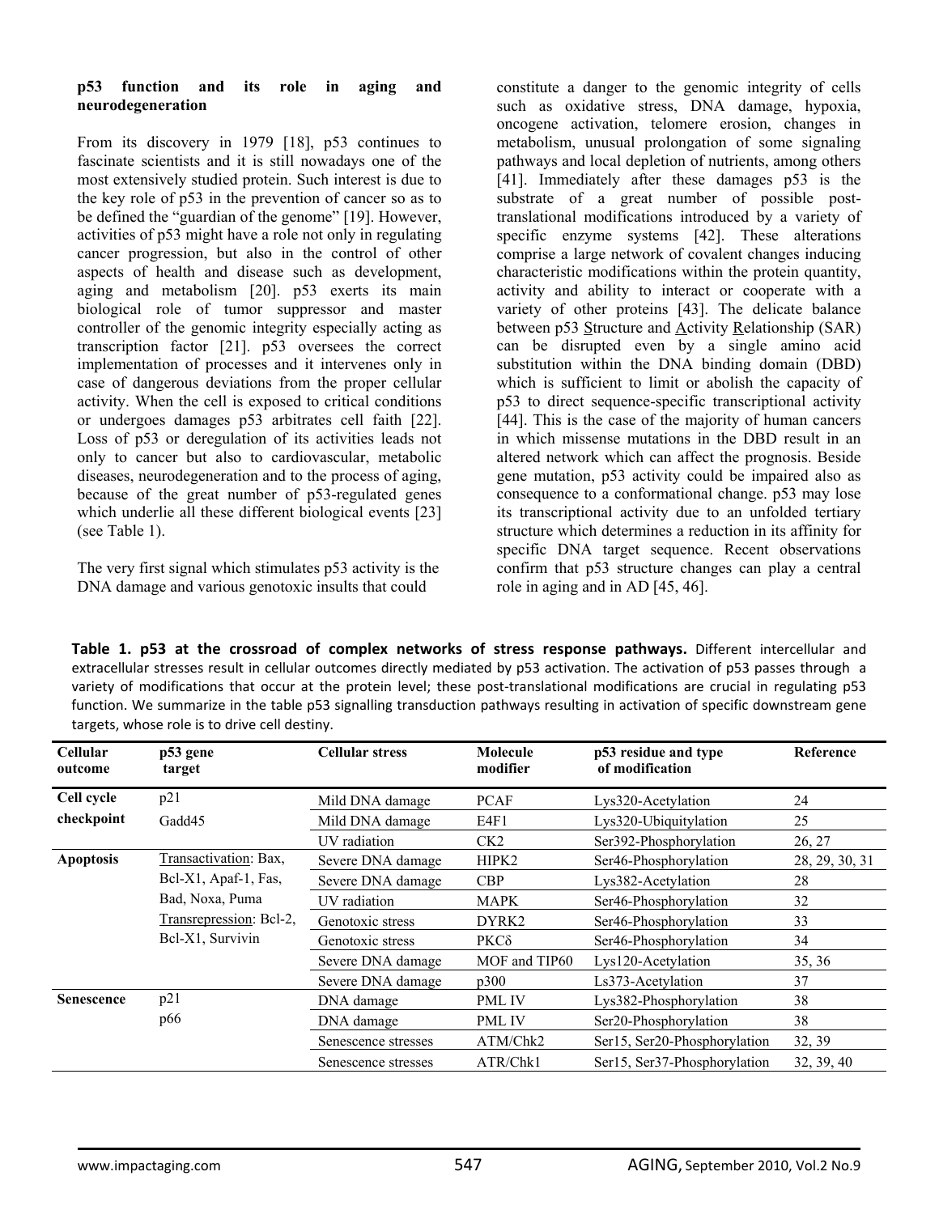**p53 function and its role in aging and neurodegeneration**

From its discovery in 1979 [18], p53 continues to fascinate scientists and it is still nowadays one of the most extensively studied protein. Such interest is due to the key role of p53 in the prevention of cancer so as to be defined the "guardian of the genome" [19]. However, activities of p53 might have a role not only in regulating cancer progression, but also in the control of other aspects of health and disease such as development, aging and metabolism [20]. p53 exerts its main biological role of tumor suppressor and master controller of the genomic integrity especially acting as transcription factor [21]. p53 oversees the correct implementation of processes and it intervenes only in case of dangerous deviations from the proper cellular activity. When the cell is exposed to critical conditions or undergoes damages p53 arbitrates cell faith [22]. Loss of p53 or deregulation of its activities leads not only to cancer but also to cardiovascular, metabolic diseases, neurodegeneration and to the process of aging, because of the great number of p53-regulated genes which underlie all these different biological events [23] (see Table 1).

The very first signal which stimulates p53 activity is the DNA damage and various genotoxic insults that could constitute a danger to the genomic integrity of cells such as oxidative stress, DNA damage, hypoxia, oncogene activation, telomere erosion, changes in metabolism, unusual prolongation of some signaling pathways and local depletion of nutrients, among others [41]. Immediately after these damages p53 is the substrate of a great number of possible post-translational modifications introduced by a variety of specific enzyme systems [42]. These alterations comprise a large network of covalent changes inducing characteristic modifications within the protein quantity, activity and ability to interact or cooperate with a variety of other proteins [43]. The delicate balance between p53 Structure and Activity Relationship (SAR) can be disrupted even by a single amino acid substitution within the DNA binding domain (DBD) which is sufficient to limit or abolish the capacity of p53 to direct sequence-specific transcriptional activity [44]. This is the case of the majority of human cancers in which missense mutations in the DBD result in an altered network which can affect the prognosis. Beside gene mutation, p53 activity could be impaired also as consequence to a conformational change. p53 may lose its transcriptional activity due to an unfolded tertiary structure which determines a reduction in its affinity for specific DNA target sequence. Recent observations confirm that p53 structure changes can play a central role in aging and in AD [45, 46].

**Table 1. p53 at the crossroad of complex networks of stress response pathways.** Different intercellular and extracellular stresses result in cellular outcomes directly mediated by p53 activation. The activation of p53 passes through a variety of modifications that occur at the protein level; these post-translational modifications are crucial in regulating p53 function. We summarize in the table p53 signalling transduction pathways resulting in activation of specific downstream gene targets, whose role is to drive cell destiny.

| Cellular outcome | p53 gene target | Cellular stress | Molecule modifier | p53 residue and type of modification | Reference |
|---|---|---|---|---|---|
| **Cell cycle checkpoint** | p21 Gadd45 | Mild DNA damage | PCAF | Lys320-Acetylation | 24 |
| | | Mild DNA damage | E4F1 | Lys320-Ubiquitylation | 25 |
| | | UV radiation | CK2 | Ser392-Phosphorylation | 26, 27 |
| **Apoptosis** | Transactivation: Bax, Bcl-X1, Apaf-1, Fas, Bad, Noxa, Puma Transrepression: Bcl-2, Bcl-X1, Survivin | Severe DNA damage | HIPK2 | Ser46-Phosphorylation | 28, 29, 30, 31 |
| | | Severe DNA damage | CBP | Lys382-Acetylation | 28 |
| | | UV radiation | MAPK | Ser46-Phosphorylation | 32 |
| | | Genotoxic stress | DYRK2 | Ser46-Phosphorylation | 33 |
| | | Genotoxic stress | PKCδ | Ser46-Phosphorylation | 34 |
| | | Severe DNA damage | MOF and TIP60 | Lys120-Acetylation | 35, 36 |
| | | Severe DNA damage | p300 | Ls373-Acetylation | 37 |
| **Senescence** | p21 p66 | DNA damage | PML IV | Lys382-Phosphorylation | 38 |
| | | DNA damage | PML IV | Ser20-Phosphorylation | 38 |
| | | Senescence stresses | ATM/Chk2 | Ser15, Ser20-Phosphorylation | 32, 39 |
| | | Senescence stresses | ATR/Chk1 | Ser15, Ser37-Phosphorylation | 32, 39, 40 |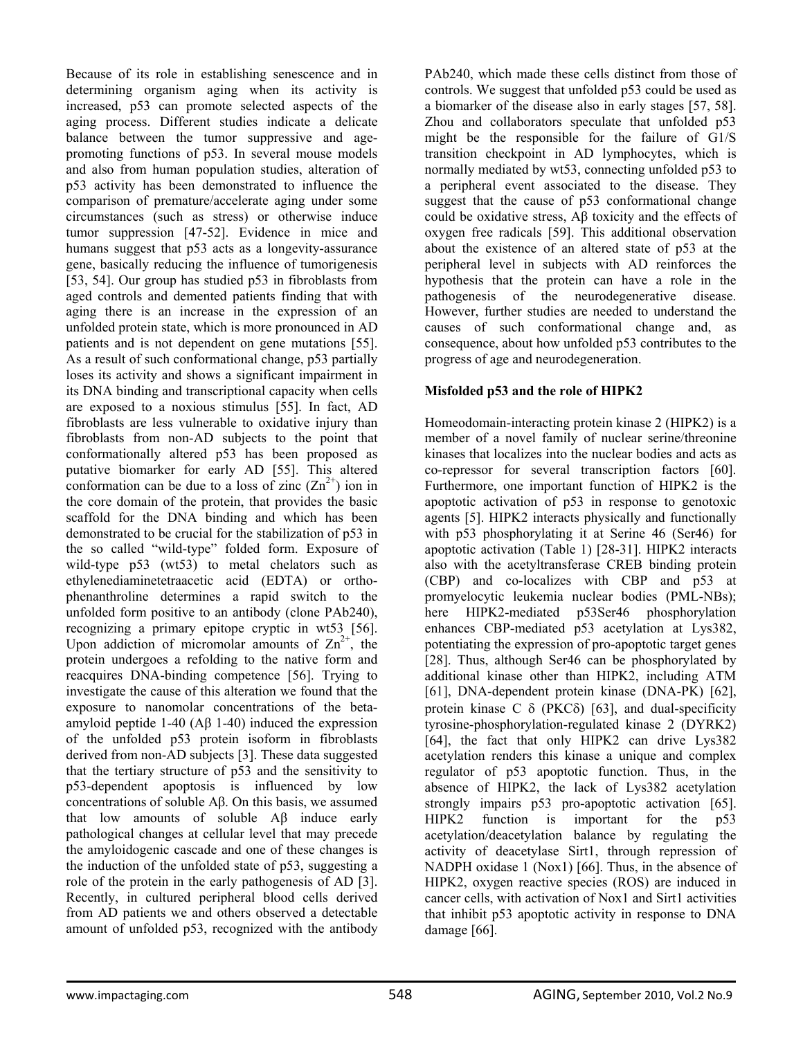Because of its role in establishing senescence and in determining organism aging when its activity is increased, p53 can promote selected aspects of the aging process. Different studies indicate a delicate balance between the tumor suppressive and age-promoting functions of p53. In several mouse models and also from human population studies, alteration of p53 activity has been demonstrated to influence the comparison of premature/accelerate aging under some circumstances (such as stress) or otherwise induce tumor suppression [47-52]. Evidence in mice and humans suggest that p53 acts as a longevity-assurance gene, basically reducing the influence of tumorigenesis [53, 54]. Our group has studied p53 in fibroblasts from aged controls and demented patients finding that with aging there is an increase in the expression of an unfolded protein state, which is more pronounced in AD patients and is not dependent on gene mutations [55]. As a result of such conformational change, p53 partially loses its activity and shows a significant impairment in its DNA binding and transcriptional capacity when cells are exposed to a noxious stimulus [55]. In fact, AD fibroblasts are less vulnerable to oxidative injury than fibroblasts from non-AD subjects to the point that conformationally altered p53 has been proposed as putative biomarker for early AD [55]. This altered conformation can be due to a loss of zinc ($Zn^{2+}$) ion in the core domain of the protein, that provides the basic scaffold for the DNA binding and which has been demonstrated to be crucial for the stabilization of p53 in the so called "wild-type" folded form. Exposure of wild-type p53 (wt53) to metal chelators such as ethylenediaminetetraacetic acid (EDTA) or ortho-phenanthroline determines a rapid switch to the unfolded form positive to an antibody (clone PAb240), recognizing a primary epitope cryptic in wt53 [56]. Upon addiction of micromolar amounts of $Zn^{2+}$, the protein undergoes a refolding to the native form and reacquires DNA-binding competence [56]. Trying to investigate the cause of this alteration we found that the exposure to nanomolar concentrations of the beta-amyloid peptide 1-40 (Aβ 1-40) induced the expression of the unfolded p53 protein isoform in fibroblasts derived from non-AD subjects [3]. These data suggested that the tertiary structure of p53 and the sensitivity to p53-dependent apoptosis is influenced by low concentrations of soluble Aβ. On this basis, we assumed that low amounts of soluble Aβ induce early pathological changes at cellular level that may precede the amyloidogenic cascade and one of these changes is the induction of the unfolded state of p53, suggesting a role of the protein in the early pathogenesis of AD [3]. Recently, in cultured peripheral blood cells derived from AD patients we and others observed a detectable amount of unfolded p53, recognized with the antibody PAb240, which made these cells distinct from those of controls. We suggest that unfolded p53 could be used as a biomarker of the disease also in early stages [57, 58]. Zhou and collaborators speculate that unfolded p53 might be the responsible for the failure of G1/S transition checkpoint in AD lymphocytes, which is normally mediated by wt53, connecting unfolded p53 to a peripheral event associated to the disease. They suggest that the cause of p53 conformational change could be oxidative stress, Aβ toxicity and the effects of oxygen free radicals [59]. This additional observation about the existence of an altered state of p53 at the peripheral level in subjects with AD reinforces the hypothesis that the protein can have a role in the pathogenesis of the neurodegenerative disease. However, further studies are needed to understand the causes of such conformational change and, as consequence, about how unfolded p53 contributes to the progress of age and neurodegeneration.

**Misfolded p53 and the role of HIPK2**

Homeodomain-interacting protein kinase 2 (HIPK2) is a member of a novel family of nuclear serine/threonine kinases that localizes into the nuclear bodies and acts as co-repressor for several transcription factors [60]. Furthermore, one important function of HIPK2 is the apoptotic activation of p53 in response to genotoxic agents [5]. HIPK2 interacts physically and functionally with p53 phosphorylating it at Serine 46 (Ser46) for apoptotic activation (Table 1) [28-31]. HIPK2 interacts also with the acetyltransferase CREB binding protein (CBP) and co-localizes with CBP and p53 at promyelocytic leukemia nuclear bodies (PML-NBs); here HIPK2-mediated p53Ser46 phosphorylation enhances CBP-mediated p53 acetylation at Lys382, potentiating the expression of pro-apoptotic target genes [28]. Thus, although Ser46 can be phosphorylated by additional kinase other than HIPK2, including ATM [61], DNA-dependent protein kinase (DNA-PK) [62], protein kinase C δ (PKCδ) [63], and dual-specificity tyrosine-phosphorylation-regulated kinase 2 (DYRK2) [64], the fact that only HIPK2 can drive Lys382 acetylation renders this kinase a unique and complex regulator of p53 apoptotic function. Thus, in the absence of HIPK2, the lack of Lys382 acetylation strongly impairs p53 pro-apoptotic activation [65]. HIPK2 function is important for the p53 acetylation/deacetylation balance by regulating the activity of deacetylase Sirt1, through repression of NADPH oxidase 1 (Nox1) [66]. Thus, in the absence of HIPK2, oxygen reactive species (ROS) are induced in cancer cells, with activation of Nox1 and Sirt1 activities that inhibit p53 apoptotic activity in response to DNA damage [66].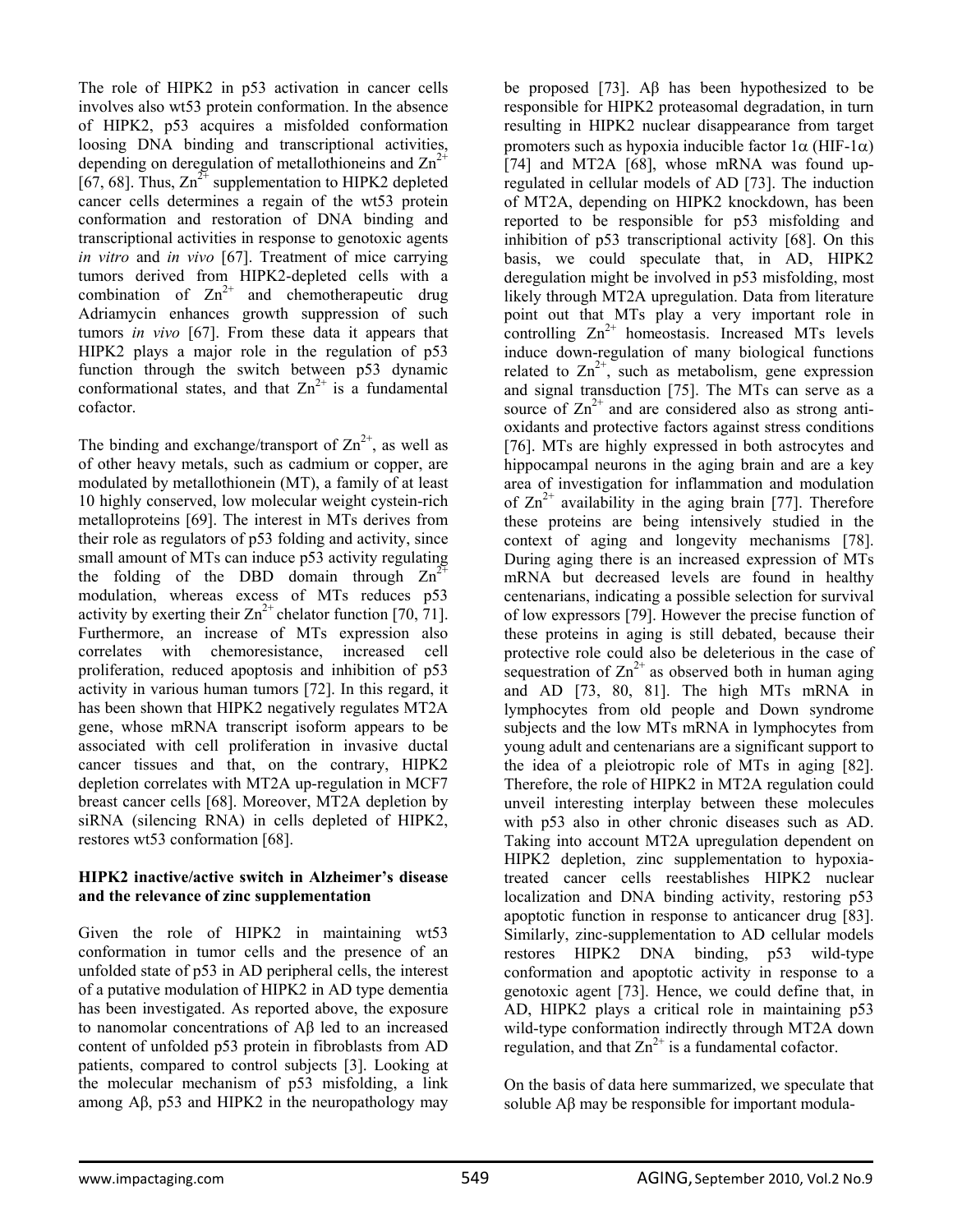The role of HIPK2 in p53 activation in cancer cells involves also wt53 protein conformation. In the absence of HIPK2, p53 acquires a misfolded conformation loosing DNA binding and transcriptional activities, depending on deregulation of metallothioneins and $Zn^{2+}$ [67, 68]. Thus, $Zn^{2+}$ supplementation to HIPK2 depleted cancer cells determines a regain of the wt53 protein conformation and restoration of DNA binding and transcriptional activities in response to genotoxic agents *in vitro* and *in vivo* [67]. Treatment of mice carrying tumors derived from HIPK2-depleted cells with a combination of $Zn^{2+}$ and chemotherapeutic drug Adriamycin enhances growth suppression of such tumors *in vivo* [67]. From these data it appears that HIPK2 plays a major role in the regulation of p53 function through the switch between p53 dynamic conformational states, and that $Zn^{2+}$ is a fundamental cofactor.

The binding and exchange/transport of $Zn^{2+}$, as well as of other heavy metals, such as cadmium or copper, are modulated by metallothionein (MT), a family of at least 10 highly conserved, low molecular weight cystein-rich metalloproteins [69]. The interest in MTs derives from their role as regulators of p53 folding and activity, since small amount of MTs can induce p53 activity regulating the folding of the DBD domain through $Zn^{2+}$ modulation, whereas excess of MTs reduces p53 activity by exerting their $Zn^{2+}$ chelator function [70, 71]. Furthermore, an increase of MTs expression also correlates with chemoresistance, increased cell proliferation, reduced apoptosis and inhibition of p53 activity in various human tumors [72]. In this regard, it has been shown that HIPK2 negatively regulates MT2A gene, whose mRNA transcript isoform appears to be associated with cell proliferation in invasive ductal cancer tissues and that, on the contrary, HIPK2 depletion correlates with MT2A up-regulation in MCF7 breast cancer cells [68]. Moreover, MT2A depletion by siRNA (silencing RNA) in cells depleted of HIPK2, restores wt53 conformation [68].

**HIPK2 inactive/active switch in Alzheimer's disease and the relevance of zinc supplementation**

Given the role of HIPK2 in maintaining wt53 conformation in tumor cells and the presence of an unfolded state of p53 in AD peripheral cells, the interest of a putative modulation of HIPK2 in AD type dementia has been investigated. As reported above, the exposure to nanomolar concentrations of Aβ led to an increased content of unfolded p53 protein in fibroblasts from AD patients, compared to control subjects [3]. Looking at the molecular mechanism of p53 misfolding, a link among Aβ, p53 and HIPK2 in the neuropathology may be proposed [73]. Aβ has been hypothesized to be responsible for HIPK2 proteasomal degradation, in turn resulting in HIPK2 nuclear disappearance from target promoters such as hypoxia inducible factor 1α (HIF-1α) [74] and MT2A [68], whose mRNA was found up-regulated in cellular models of AD [73]. The induction of MT2A, depending on HIPK2 knockdown, has been reported to be responsible for p53 misfolding and inhibition of p53 transcriptional activity [68]. On this basis, we could speculate that, in AD, HIPK2 deregulation might be involved in p53 misfolding, most likely through MT2A upregulation. Data from literature point out that MTs play a very important role in controlling $Zn^{2+}$ homeostasis. Increased MTs levels induce down-regulation of many biological functions related to $Zn^{2+}$, such as metabolism, gene expression and signal transduction [75]. The MTs can serve as a source of $Zn^{2+}$ and are considered also as strong anti-oxidants and protective factors against stress conditions [76]. MTs are highly expressed in both astrocytes and hippocampal neurons in the aging brain and are a key area of investigation for inflammation and modulation of $Zn^{2+}$ availability in the aging brain [77]. Therefore these proteins are being intensively studied in the context of aging and longevity mechanisms [78]. During aging there is an increased expression of MTs mRNA but decreased levels are found in healthy centenarians, indicating a possible selection for survival of low expressors [79]. However the precise function of these proteins in aging is still debated, because their protective role could also be deleterious in the case of sequestration of $Zn^{2+}$ as observed both in human aging and AD [73, 80, 81]. The high MTs mRNA in lymphocytes from old people and Down syndrome subjects and the low MTs mRNA in lymphocytes from young adult and centenarians are a significant support to the idea of a pleiotropic role of MTs in aging [82]. Therefore, the role of HIPK2 in MT2A regulation could unveil interesting interplay between these molecules with p53 also in other chronic diseases such as AD. Taking into account MT2A upregulation dependent on HIPK2 depletion, zinc supplementation to hypoxia-treated cancer cells reestablishes HIPK2 nuclear localization and DNA binding activity, restoring p53 apoptotic function in response to anticancer drug [83]. Similarly, zinc-supplementation to AD cellular models restores HIPK2 DNA binding, p53 wild-type conformation and apoptotic activity in response to a genotoxic agent [73]. Hence, we could define that, in AD, HIPK2 plays a critical role in maintaining p53 wild-type conformation indirectly through MT2A down regulation, and that $Zn^{2+}$ is a fundamental cofactor.

On the basis of data here summarized, we speculate that soluble Aβ may be responsible for important modula-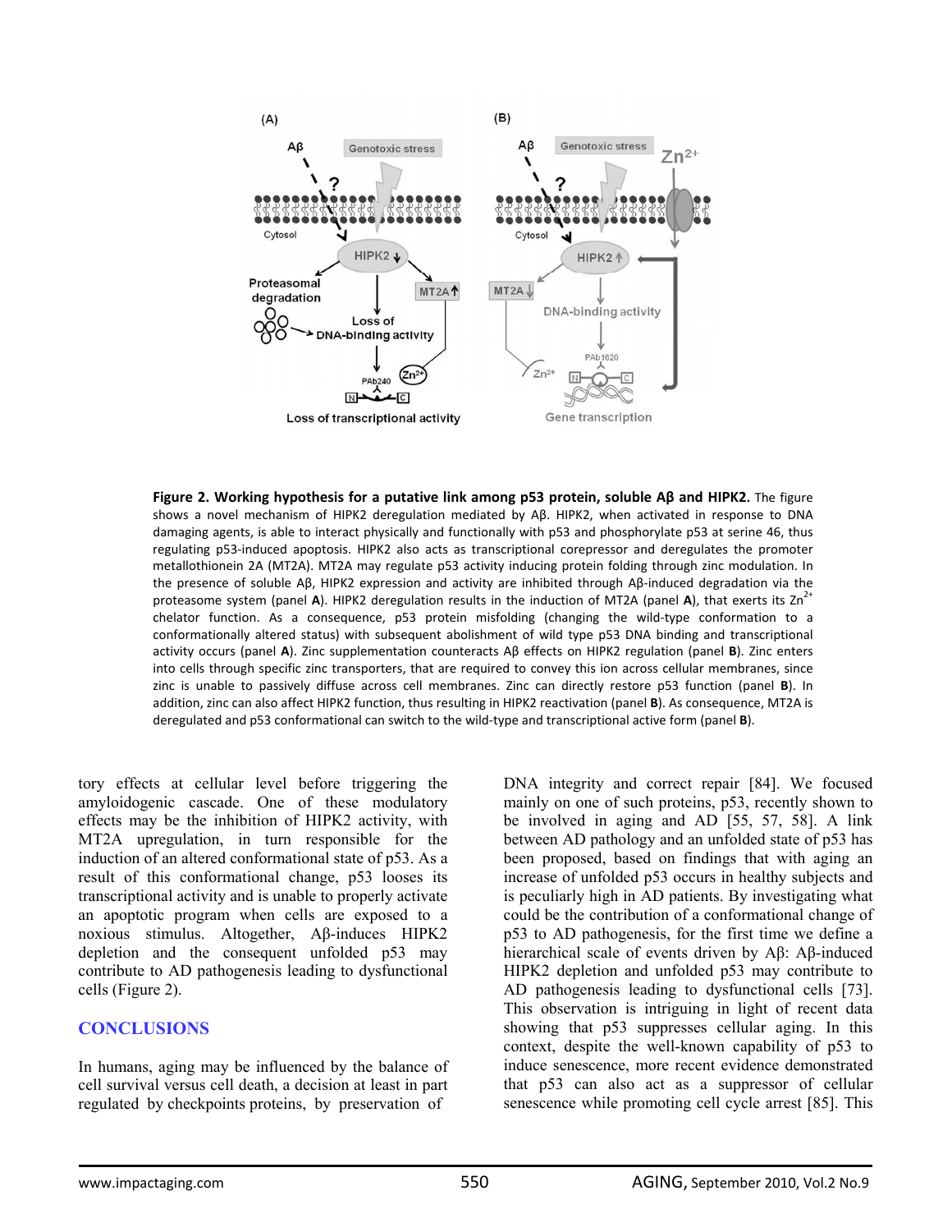**Figure 2. Working hypothesis for a putative link among p53 protein, soluble Aβ and HIPK2.** The figure shows a novel mechanism of HIPK2 deregulation mediated by Aβ. HIPK2, when activated in response to DNA damaging agents, is able to interact physically and functionally with p53 and phosphorylate p53 at serine 46, thus regulating p53-induced apoptosis. HIPK2 also acts as transcriptional corepressor and deregulates the promoter metallothionein 2A (MT2A). MT2A may regulate p53 activity inducing protein folding through zinc modulation. In the presence of soluble Aβ, HIPK2 expression and activity are inhibited through Aβ-induced degradation via the proteasome system (panel **A**). HIPK2 deregulation results in the induction of MT2A (panel **A**), that exerts its $Zn^{2+}$ chelator function. As a consequence, p53 protein misfolding (changing the wild-type conformation to a conformationally altered status) with subsequent abolishment of wild type p53 DNA binding and transcriptional activity occurs (panel **A**). Zinc supplementation counteracts Aβ effects on HIPK2 regulation (panel **B**). Zinc enters into cells through specific zinc transporters, that are required to convey this ion across cellular membranes, since zinc is unable to passively diffuse across cell membranes. Zinc can directly restore p53 function (panel **B**). In addition, zinc can also affect HIPK2 function, thus resulting in HIPK2 reactivation (panel **B**). As consequence, MT2A is deregulated and p53 conformational can switch to the wild-type and transcriptional active form (panel **B**).

tory effects at cellular level before triggering the amyloidogenic cascade. One of these modulatory effects may be the inhibition of HIPK2 activity, with MT2A upregulation, in turn responsible for the induction of an altered conformational state of p53. As a result of this conformational change, p53 looses its transcriptional activity and is unable to properly activate an apoptotic program when cells are exposed to a noxious stimulus. Altogether, Aβ-induces HIPK2 depletion and the consequent unfolded p53 may contribute to AD pathogenesis leading to dysfunctional cells (Figure 2).

## CONCLUSIONS

In humans, aging may be influenced by the balance of cell survival versus cell death, a decision at least in part regulated by checkpoints proteins, by preservation of DNA integrity and correct repair [84]. We focused mainly on one of such proteins, p53, recently shown to be involved in aging and AD [55, 57, 58]. A link between AD pathology and an unfolded state of p53 has been proposed, based on findings that with aging an increase of unfolded p53 occurs in healthy subjects and is peculiarly high in AD patients. By investigating what could be the contribution of a conformational change of p53 to AD pathogenesis, for the first time we define a hierarchical scale of events driven by Aβ: Aβ-induced HIPK2 depletion and unfolded p53 may contribute to AD pathogenesis leading to dysfunctional cells [73]. This observation is intriguing in light of recent data showing that p53 suppresses cellular aging. In this context, despite the well-known capability of p53 to induce senescence, more recent evidence demonstrated that p53 can also act as a suppressor of cellular senescence while promoting cell cycle arrest [85]. This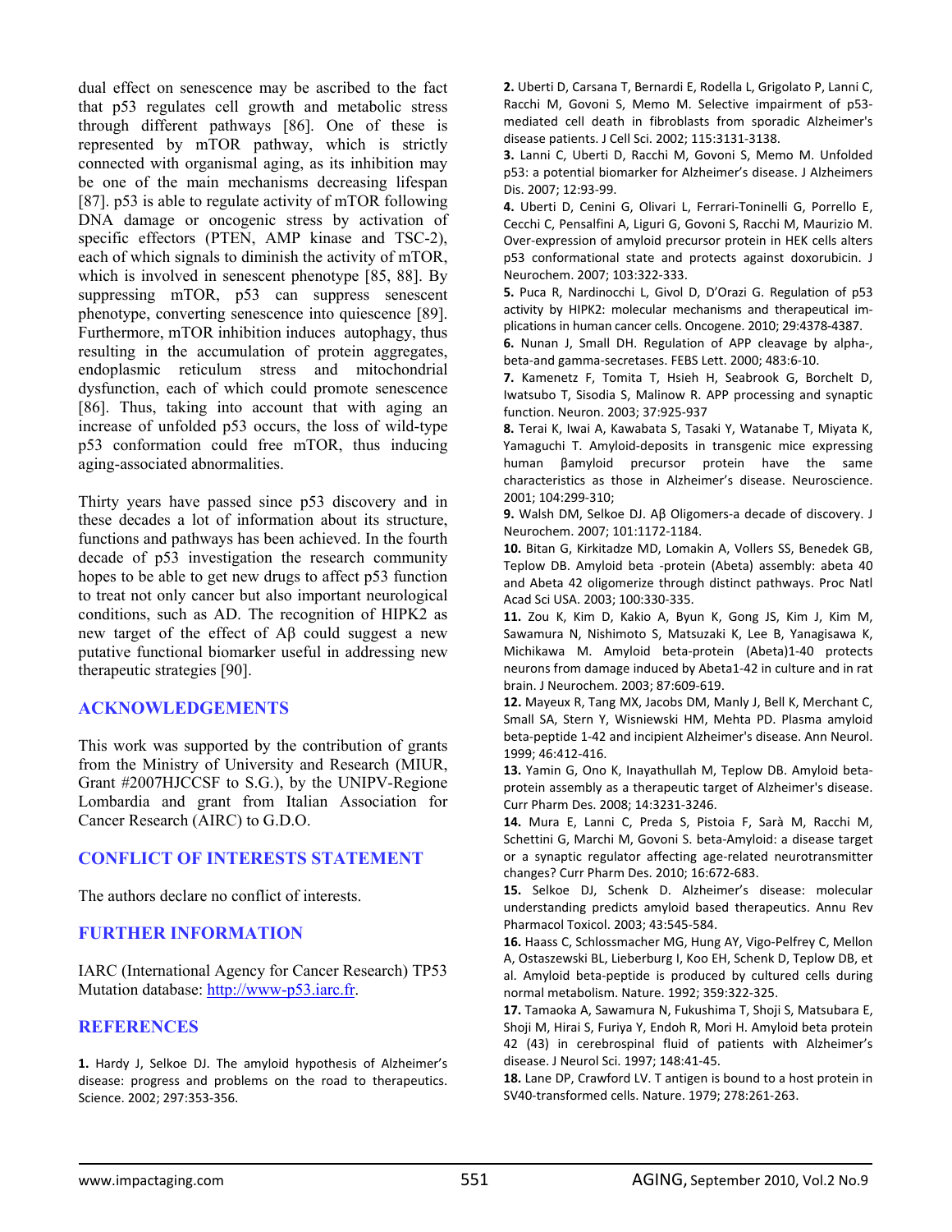dual effect on senescence may be ascribed to the fact that p53 regulates cell growth and metabolic stress through different pathways [86]. One of these is represented by mTOR pathway, which is strictly connected with organismal aging, as its inhibition may be one of the main mechanisms decreasing lifespan [87]. p53 is able to regulate activity of mTOR following DNA damage or oncogenic stress by activation of specific effectors (PTEN, AMP kinase and TSC-2), each of which signals to diminish the activity of mTOR, which is involved in senescent phenotype [85, 88]. By suppressing mTOR, p53 can suppress senescent phenotype, converting senescence into quiescence [89]. Furthermore, mTOR inhibition induces autophagy, thus resulting in the accumulation of protein aggregates, endoplasmic reticulum stress and mitochondrial dysfunction, each of which could promote senescence [86]. Thus, taking into account that with aging an increase of unfolded p53 occurs, the loss of wild-type p53 conformation could free mTOR, thus inducing aging-associated abnormalities.

Thirty years have passed since p53 discovery and in these decades a lot of information about its structure, functions and pathways has been achieved. In the fourth decade of p53 investigation the research community hopes to be able to get new drugs to affect p53 function to treat not only cancer but also important neurological conditions, such as AD. The recognition of HIPK2 as new target of the effect of Aβ could suggest a new putative functional biomarker useful in addressing new therapeutic strategies [90].

## ACKNOWLEDGEMENTS

This work was supported by the contribution of grants from the Ministry of University and Research (MIUR, Grant #2007HJCCSF to S.G.), by the UNIPV-Regione Lombardia and grant from Italian Association for Cancer Research (AIRC) to G.D.O.

## CONFLICT OF INTERESTS STATEMENT

The authors declare no conflict of interests.

## FURTHER INFORMATION

IARC (International Agency for Cancer Research) TP53 Mutation database: http://www-p53.iarc.fr.

## REFERENCES

**1.** Hardy J, Selkoe DJ. The amyloid hypothesis of Alzheimer's disease: progress and problems on the road to therapeutics. Science. 2002; 297:353-356.

**2.** Uberti D, Carsana T, Bernardi E, Rodella L, Grigolato P, Lanni C, Racchi M, Govoni S, Memo M. Selective impairment of p53-mediated cell death in fibroblasts from sporadic Alzheimer's disease patients. J Cell Sci. 2002; 115:3131-3138.

**3.** Lanni C, Uberti D, Racchi M, Govoni S, Memo M. Unfolded p53: a potential biomarker for Alzheimer's disease. J Alzheimers Dis. 2007; 12:93-99.

**4.** Uberti D, Cenini G, Olivari L, Ferrari-Toninelli G, Porrello E, Cecchi C, Pensalfini A, Liguri G, Govoni S, Racchi M, Maurizio M. Over-expression of amyloid precursor protein in HEK cells alters p53 conformational state and protects against doxorubicin. J Neurochem. 2007; 103:322-333.

**5.** Puca R, Nardinocchi L, Givol D, D'Orazi G. Regulation of p53 activity by HIPK2: molecular mechanisms and therapeutical implications in human cancer cells. Oncogene. 2010; 29:4378-4387.

**6.** Nunan J, Small DH. Regulation of APP cleavage by alpha-, beta-and gamma-secretases. FEBS Lett. 2000; 483:6-10.

**7.** Kamenetz F, Tomita T, Hsieh H, Seabrook G, Borchelt D, Iwatsubo T, Sisodia S, Malinow R. APP processing and synaptic function. Neuron. 2003; 37:925-937

**8.** Terai K, Iwai A, Kawabata S, Tasaki Y, Watanabe T, Miyata K, Yamaguchi T. Amyloid-deposits in transgenic mice expressing human βamyloid precursor protein have the same characteristics as those in Alzheimer's disease. Neuroscience. 2001; 104:299-310;

**9.** Walsh DM, Selkoe DJ. Aβ Oligomers-a decade of discovery. J Neurochem. 2007; 101:1172-1184.

**10.** Bitan G, Kirkitadze MD, Lomakin A, Vollers SS, Benedek GB, Teplow DB. Amyloid beta -protein (Abeta) assembly: abeta 40 and Abeta 42 oligomerize through distinct pathways. Proc Natl Acad Sci USA. 2003; 100:330-335.

**11.** Zou K, Kim D, Kakio A, Byun K, Gong JS, Kim J, Kim M, Sawamura N, Nishimoto S, Matsuzaki K, Lee B, Yanagisawa K, Michikawa M. Amyloid beta-protein (Abeta)1-40 protects neurons from damage induced by Abeta1-42 in culture and in rat brain. J Neurochem. 2003; 87:609-619.

**12.** Mayeux R, Tang MX, Jacobs DM, Manly J, Bell K, Merchant C, Small SA, Stern Y, Wisniewski HM, Mehta PD. Plasma amyloid beta-peptide 1-42 and incipient Alzheimer's disease. Ann Neurol. 1999; 46:412-416.

**13.** Yamin G, Ono K, Inayathullah M, Teplow DB. Amyloid beta-protein assembly as a therapeutic target of Alzheimer's disease. Curr Pharm Des. 2008; 14:3231-3246.

**14.** Mura E, Lanni C, Preda S, Pistoia F, Sarà M, Racchi M, Schettini G, Marchi M, Govoni S. beta-Amyloid: a disease target or a synaptic regulator affecting age-related neurotransmitter changes? Curr Pharm Des. 2010; 16:672-683.

**15.** Selkoe DJ, Schenk D. Alzheimer's disease: molecular understanding predicts amyloid based therapeutics. Annu Rev Pharmacol Toxicol. 2003; 43:545-584.

**16.** Haass C, Schlossmacher MG, Hung AY, Vigo-Pelfrey C, Mellon A, Ostaszewski BL, Lieberburg I, Koo EH, Schenk D, Teplow DB, et al. Amyloid beta-peptide is produced by cultured cells during normal metabolism. Nature. 1992; 359:322-325.

**17.** Tamaoka A, Sawamura N, Fukushima T, Shoji S, Matsubara E, Shoji M, Hirai S, Furiya Y, Endoh R, Mori H. Amyloid beta protein 42 (43) in cerebrospinal fluid of patients with Alzheimer's disease. J Neurol Sci. 1997; 148:41-45.

**18.** Lane DP, Crawford LV. T antigen is bound to a host protein in SV40-transformed cells. Nature. 1979; 278:261-263.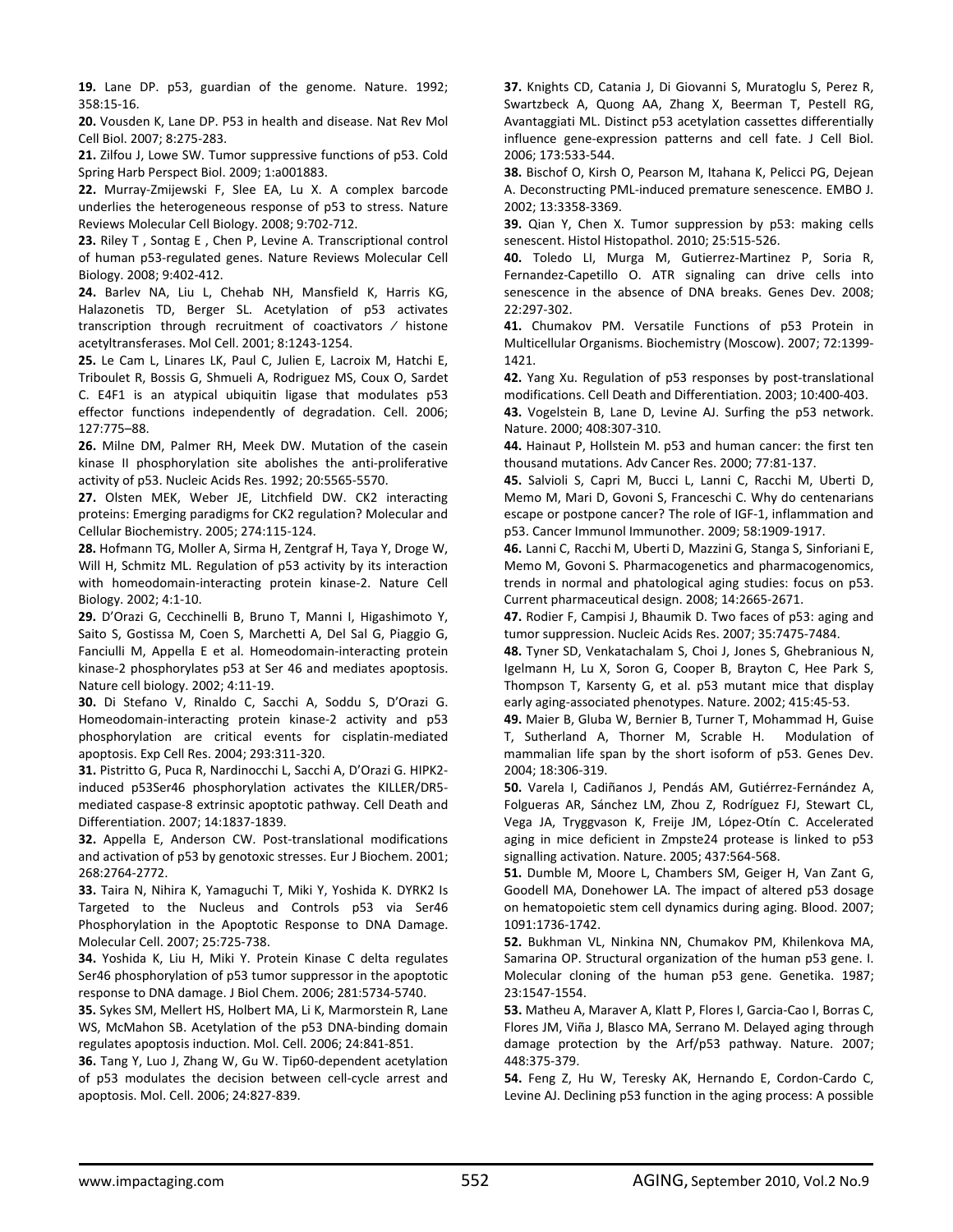**19.** Lane DP. p53, guardian of the genome. Nature. 1992; 358:15-16.

**20.** Vousden K, Lane DP. P53 in health and disease. Nat Rev Mol Cell Biol. 2007; 8:275-283.

**21.** Zilfou J, Lowe SW. Tumor suppressive functions of p53. Cold Spring Harb Perspect Biol. 2009; 1:a001883.

**22.** Murray-Zmijewski F, Slee EA, Lu X. A complex barcode underlies the heterogeneous response of p53 to stress. Nature Reviews Molecular Cell Biology. 2008; 9:702-712.

**23.** Riley T , Sontag E , Chen P, Levine A. Transcriptional control of human p53-regulated genes. Nature Reviews Molecular Cell Biology. 2008; 9:402-412.

**24.** Barlev NA, Liu L, Chehab NH, Mansfield K, Harris KG, Halazonetis TD, Berger SL. Acetylation of p53 activates transcription through recruitment of coactivators / histone acetyltransferases. Mol Cell. 2001; 8:1243-1254.

**25.** Le Cam L, Linares LK, Paul C, Julien E, Lacroix M, Hatchi E, Triboulet R, Bossis G, Shmueli A, Rodriguez MS, Coux O, Sardet C. E4F1 is an atypical ubiquitin ligase that modulates p53 effector functions independently of degradation. Cell. 2006; 127:775–88.

**26.** Milne DM, Palmer RH, Meek DW. Mutation of the casein kinase II phosphorylation site abolishes the anti-proliferative activity of p53. Nucleic Acids Res. 1992; 20:5565-5570.

**27.** Olsten MEK, Weber JE, Litchfield DW. CK2 interacting proteins: Emerging paradigms for CK2 regulation? Molecular and Cellular Biochemistry. 2005; 274:115-124.

**28.** Hofmann TG, Moller A, Sirma H, Zentgraf H, Taya Y, Droge W, Will H, Schmitz ML. Regulation of p53 activity by its interaction with homeodomain-interacting protein kinase-2. Nature Cell Biology. 2002; 4:1-10.

**29.** D'Orazi G, Cecchinelli B, Bruno T, Manni I, Higashimoto Y, Saito S, Gostissa M, Coen S, Marchetti A, Del Sal G, Piaggio G, Fanciulli M, Appella E et al. Homeodomain-interacting protein kinase-2 phosphorylates p53 at Ser 46 and mediates apoptosis. Nature cell biology. 2002; 4:11-19.

**30.** Di Stefano V, Rinaldo C, Sacchi A, Soddu S, D'Orazi G. Homeodomain-interacting protein kinase-2 activity and p53 phosphorylation are critical events for cisplatin-mediated apoptosis. Exp Cell Res. 2004; 293:311-320.

**31.** Pistritto G, Puca R, Nardinocchi L, Sacchi A, D'Orazi G. HIPK2-induced p53Ser46 phosphorylation activates the KILLER/DR5-mediated caspase-8 extrinsic apoptotic pathway. Cell Death and Differentiation. 2007; 14:1837-1839.

**32.** Appella E, Anderson CW. Post-translational modifications and activation of p53 by genotoxic stresses. Eur J Biochem. 2001; 268:2764-2772.

**33.** Taira N, Nihira K, Yamaguchi T, Miki Y, Yoshida K. DYRK2 Is Targeted to the Nucleus and Controls p53 via Ser46 Phosphorylation in the Apoptotic Response to DNA Damage. Molecular Cell. 2007; 25:725-738.

**34.** Yoshida K, Liu H, Miki Y. Protein Kinase C delta regulates Ser46 phosphorylation of p53 tumor suppressor in the apoptotic response to DNA damage. J Biol Chem. 2006; 281:5734-5740.

**35.** Sykes SM, Mellert HS, Holbert MA, Li K, Marmorstein R, Lane WS, McMahon SB. Acetylation of the p53 DNA-binding domain regulates apoptosis induction. Mol. Cell. 2006; 24:841-851.

**36.** Tang Y, Luo J, Zhang W, Gu W. Tip60-dependent acetylation of p53 modulates the decision between cell-cycle arrest and apoptosis. Mol. Cell. 2006; 24:827-839.

**37.** Knights CD, Catania J, Di Giovanni S, Muratoglu S, Perez R, Swartzbeck A, Quong AA, Zhang X, Beerman T, Pestell RG, Avantaggiati ML. Distinct p53 acetylation cassettes differentially influence gene-expression patterns and cell fate. J Cell Biol. 2006; 173:533-544.

**38.** Bischof O, Kirsh O, Pearson M, Itahana K, Pelicci PG, Dejean A. Deconstructing PML-induced premature senescence. EMBO J. 2002; 13:3358-3369.

**39.** Qian Y, Chen X. Tumor suppression by p53: making cells senescent. Histol Histopathol. 2010; 25:515-526.

**40.** Toledo LI, Murga M, Gutierrez-Martinez P, Soria R, Fernandez-Capetillo O. ATR signaling can drive cells into senescence in the absence of DNA breaks. Genes Dev. 2008; 22:297-302.

**41.** Chumakov PM. Versatile Functions of p53 Protein in Multicellular Organisms. Biochemistry (Moscow). 2007; 72:1399-1421.

**42.** Yang Xu. Regulation of p53 responses by post-translational modifications. Cell Death and Differentiation. 2003; 10:400-403.

**43.** Vogelstein B, Lane D, Levine AJ. Surfing the p53 network. Nature. 2000; 408:307-310.

**44.** Hainaut P, Hollstein M. p53 and human cancer: the first ten thousand mutations. Adv Cancer Res. 2000; 77:81-137.

**45.** Salvioli S, Capri M, Bucci L, Lanni C, Racchi M, Uberti D, Memo M, Mari D, Govoni S, Franceschi C. Why do centenarians escape or postpone cancer? The role of IGF-1, inflammation and p53. Cancer Immunol Immunother. 2009; 58:1909-1917.

**46.** Lanni C, Racchi M, Uberti D, Mazzini G, Stanga S, Sinforiani E, Memo M, Govoni S. Pharmacogenetics and pharmacogenomics, trends in normal and phatological aging studies: focus on p53. Current pharmaceutical design. 2008; 14:2665-2671.

**47.** Rodier F, Campisi J, Bhaumik D. Two faces of p53: aging and tumor suppression. Nucleic Acids Res. 2007; 35:7475-7484.

**48.** Tyner SD, Venkatachalam S, Choi J, Jones S, Ghebranious N, Igelmann H, Lu X, Soron G, Cooper B, Brayton C, Hee Park S, Thompson T, Karsenty G, et al. p53 mutant mice that display early aging-associated phenotypes. Nature. 2002; 415:45-53.

**49.** Maier B, Gluba W, Bernier B, Turner T, Mohammad H, Guise T, Sutherland A, Thorner M, Scrable H. Modulation of mammalian life span by the short isoform of p53. Genes Dev. 2004; 18:306-319.

**50.** Varela I, Cadiñanos J, Pendás AM, Gutiérrez-Fernández A, Folgueras AR, Sánchez LM, Zhou Z, Rodríguez FJ, Stewart CL, Vega JA, Tryggvason K, Freije JM, López-Otín C. Accelerated aging in mice deficient in Zmpste24 protease is linked to p53 signalling activation. Nature. 2005; 437:564-568.

**51.** Dumble M, Moore L, Chambers SM, Geiger H, Van Zant G, Goodell MA, Donehower LA. The impact of altered p53 dosage on hematopoietic stem cell dynamics during aging. Blood. 2007; 1091:1736-1742.

**52.** Bukhman VL, Ninkina NN, Chumakov PM, Khilenkova MA, Samarina OP. Structural organization of the human p53 gene. I. Molecular cloning of the human p53 gene. Genetika. 1987; 23:1547-1554.

**53.** Matheu A, Maraver A, Klatt P, Flores I, Garcia-Cao I, Borras C, Flores JM, Viña J, Blasco MA, Serrano M. Delayed aging through damage protection by the Arf/p53 pathway. Nature. 2007; 448:375-379.

**54.** Feng Z, Hu W, Teresky AK, Hernando E, Cordon-Cardo C, Levine AJ. Declining p53 function in the aging process: A possible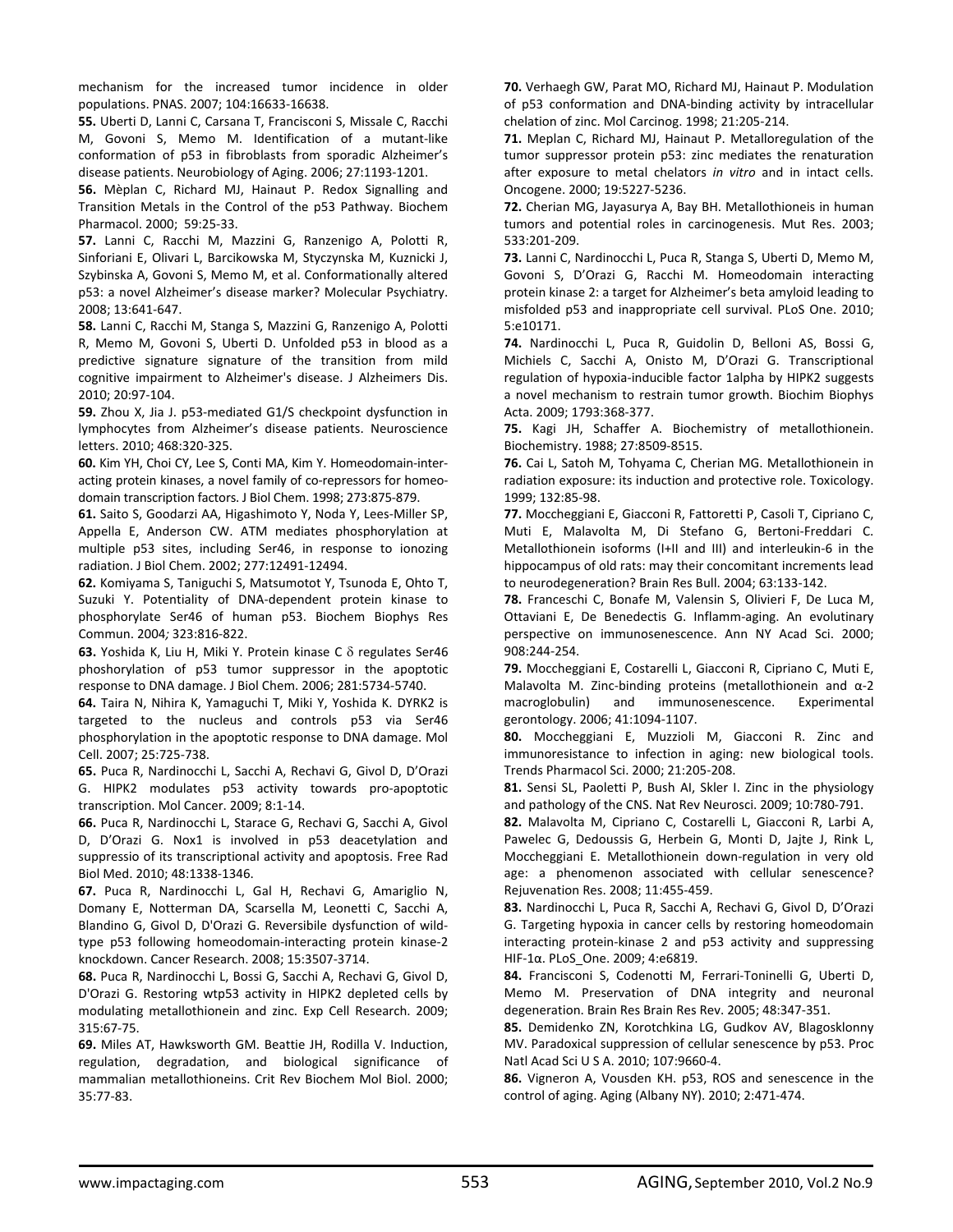mechanism for the increased tumor incidence in older populations. PNAS. 2007; 104:16633-16638.

**55.** Uberti D, Lanni C, Carsana T, Francisconi S, Missale C, Racchi M, Govoni S, Memo M. Identification of a mutant-like conformation of p53 in fibroblasts from sporadic Alzheimer's disease patients. Neurobiology of Aging. 2006; 27:1193-1201.

**56.** Mèplan C, Richard MJ, Hainaut P. Redox Signalling and Transition Metals in the Control of the p53 Pathway. Biochem Pharmacol. 2000; 59:25-33.

**57.** Lanni C, Racchi M, Mazzini G, Ranzenigo A, Polotti R, Sinforiani E, Olivari L, Barcikowska M, Styczynska M, Kuznicki J, Szybinska A, Govoni S, Memo M, et al. Conformationally altered p53: a novel Alzheimer's disease marker? Molecular Psychiatry. 2008; 13:641-647.

**58.** Lanni C, Racchi M, Stanga S, Mazzini G, Ranzenigo A, Polotti R, Memo M, Govoni S, Uberti D. Unfolded p53 in blood as a predictive signature signature of the transition from mild cognitive impairment to Alzheimer's disease. J Alzheimers Dis. 2010; 20:97-104.

**59.** Zhou X, Jia J. p53-mediated G1/S checkpoint dysfunction in lymphocytes from Alzheimer's disease patients. Neuroscience letters. 2010; 468:320-325.

**60.** Kim YH, Choi CY, Lee S, Conti MA, Kim Y. Homeodomain-interacting protein kinases, a novel family of co-repressors for homeodomain transcription factors. J Biol Chem. 1998; 273:875-879.

**61.** Saito S, Goodarzi AA, Higashimoto Y, Noda Y, Lees-Miller SP, Appella E, Anderson CW. ATM mediates phosphorylation at multiple p53 sites, including Ser46, in response to ionozing radiation. J Biol Chem. 2002; 277:12491-12494.

**62.** Komiyama S, Taniguchi S, Matsumotot Y, Tsunoda E, Ohto T, Suzuki Y. Potentiality of DNA-dependent protein kinase to phosphorylate Ser46 of human p53. Biochem Biophys Res Commun. 2004*;* 323:816-822.

**63.** Yoshida K, Liu H, Miki Y. Protein kinase C $\delta$ regulates Ser46 phoshorylation of p53 tumor suppressor in the apoptotic response to DNA damage. J Biol Chem. 2006; 281:5734-5740.

**64.** Taira N, Nihira K, Yamaguchi T, Miki Y, Yoshida K. DYRK2 is targeted to the nucleus and controls p53 via Ser46 phosphorylation in the apoptotic response to DNA damage. Mol Cell. 2007; 25:725-738.

**65.** Puca R, Nardinocchi L, Sacchi A, Rechavi G, Givol D, D'Orazi G. HIPK2 modulates p53 activity towards pro-apoptotic transcription. Mol Cancer. 2009; 8:1-14.

**66.** Puca R, Nardinocchi L, Starace G, Rechavi G, Sacchi A, Givol D, D'Orazi G. Nox1 is involved in p53 deacetylation and suppressio of its transcriptional activity and apoptosis. Free Rad Biol Med. 2010; 48:1338-1346.

**67.** Puca R, Nardinocchi L, Gal H, Rechavi G, Amariglio N, Domany E, Notterman DA, Scarsella M, Leonetti C, Sacchi A, Blandino G, Givol D, D'Orazi G. Reversibile dysfunction of wild-type p53 following homeodomain-interacting protein kinase-2 knockdown. Cancer Research. 2008; 15:3507-3714.

**68.** Puca R, Nardinocchi L, Bossi G, Sacchi A, Rechavi G, Givol D, D'Orazi G. Restoring wtp53 activity in HIPK2 depleted cells by modulating metallothionein and zinc. Exp Cell Research. 2009; 315:67-75.

**69.** Miles AT, Hawksworth GM. Beattie JH, Rodilla V. Induction, regulation, degradation, and biological significance of mammalian metallothioneins. Crit Rev Biochem Mol Biol. 2000; 35:77-83.

**70.** Verhaegh GW, Parat MO, Richard MJ, Hainaut P. Modulation of p53 conformation and DNA-binding activity by intracellular chelation of zinc. Mol Carcinog. 1998; 21:205-214.

**71.** Meplan C, Richard MJ, Hainaut P. Metalloregulation of the tumor suppressor protein p53: zinc mediates the renaturation after exposure to metal chelators *in vitro* and in intact cells. Oncogene. 2000; 19:5227-5236.

**72.** Cherian MG, Jayasurya A, Bay BH. Metallothioneis in human tumors and potential roles in carcinogenesis. Mut Res. 2003; 533:201-209.

**73.** Lanni C, Nardinocchi L, Puca R, Stanga S, Uberti D, Memo M, Govoni S, D'Orazi G, Racchi M. Homeodomain interacting protein kinase 2: a target for Alzheimer's beta amyloid leading to misfolded p53 and inappropriate cell survival. PLoS One. 2010; 5:e10171.

**74.** Nardinocchi L, Puca R, Guidolin D, Belloni AS, Bossi G, Michiels C, Sacchi A, Onisto M, D'Orazi G. Transcriptional regulation of hypoxia-inducible factor 1alpha by HIPK2 suggests a novel mechanism to restrain tumor growth. Biochim Biophys Acta. 2009; 1793:368-377.

**75.** Kagi JH, Schaffer A. Biochemistry of metallothionein. Biochemistry. 1988; 27:8509-8515.

**76.** Cai L, Satoh M, Tohyama C, Cherian MG. Metallothionein in radiation exposure: its induction and protective role. Toxicology. 1999; 132:85-98.

**77.** Moccheggiani E, Giacconi R, Fattoretti P, Casoli T, Cipriano C, Muti E, Malavolta M, Di Stefano G, Bertoni-Freddari C. Metallothionein isoforms (I+II and III) and interleukin-6 in the hippocampus of old rats: may their concomitant increments lead to neurodegeneration? Brain Res Bull. 2004; 63:133-142.

**78.** Franceschi C, Bonafe M, Valensin S, Olivieri F, De Luca M, Ottaviani E, De Benedectis G. Inflamm-aging. An evolutinary perspective on immunosenescence. Ann NY Acad Sci. 2000; 908:244-254.

**79.** Moccheggiani E, Costarelli L, Giacconi R, Cipriano C, Muti E, Malavolta M. Zinc-binding proteins (metallothionein and $\alpha$-2 macroglobulin) and immunosenescence. Experimental gerontology. 2006; 41:1094-1107.

**80.** Moccheggiani E, Muzzioli M, Giacconi R. Zinc and immunoresistance to infection in aging: new biological tools. Trends Pharmacol Sci. 2000; 21:205-208.

**81.** Sensi SL, Paoletti P, Bush AI, Skler I. Zinc in the physiology and pathology of the CNS. Nat Rev Neurosci. 2009; 10:780-791.

**82.** Malavolta M, Cipriano C, Costarelli L, Giacconi R, Larbi A, Pawelec G, Dedoussis G, Herbein G, Monti D, Jajte J, Rink L, Moccheggiani E. Metallothionein down-regulation in very old age: a phenomenon associated with cellular senescence? Rejuvenation Res. 2008; 11:455-459.

**83.** Nardinocchi L, Puca R, Sacchi A, Rechavi G, Givol D, D'Orazi G. Targeting hypoxia in cancer cells by restoring homeodomain interacting protein-kinase 2 and p53 activity and suppressing HIF-1α. PLoS_One. 2009; 4:e6819.

**84.** Francisconi S, Codenotti M, Ferrari-Toninelli G, Uberti D, Memo M. Preservation of DNA integrity and neuronal degeneration. Brain Res Brain Res Rev. 2005; 48:347-351.

**85.** Demidenko ZN, Korotchkina LG, Gudkov AV, Blagosklonny MV. Paradoxical suppression of cellular senescence by p53. Proc Natl Acad Sci U S A. 2010; 107:9660-4.

**86.** Vigneron A, Vousden KH. p53, ROS and senescence in the control of aging. Aging (Albany NY). 2010; 2:471-474.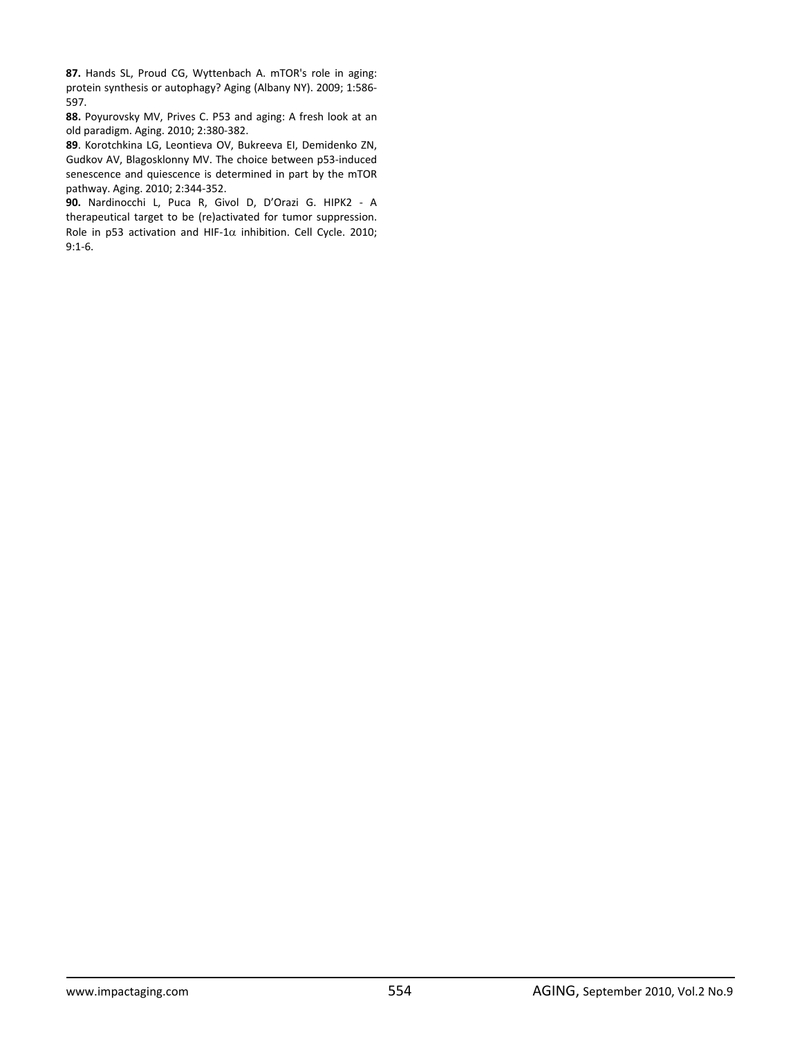**87.** Hands SL, Proud CG, Wyttenbach A. mTOR's role in aging: protein synthesis or autophagy? Aging (Albany NY). 2009; 1:586-597.

**88.** Poyurovsky MV, Prives C. P53 and aging: A fresh look at an old paradigm. Aging. 2010; 2:380-382.

**89**. Korotchkina LG, Leontieva OV, Bukreeva EI, Demidenko ZN, Gudkov AV, Blagosklonny MV. The choice between p53-induced senescence and quiescence is determined in part by the mTOR pathway. Aging. 2010; 2:344-352.

**90.** Nardinocchi L, Puca R, Givol D, D'Orazi G. HIPK2 - A therapeutical target to be (re)activated for tumor suppression. Role in p53 activation and HIF-1$\alpha$ inhibition. Cell Cycle. 2010; 9:1-6.